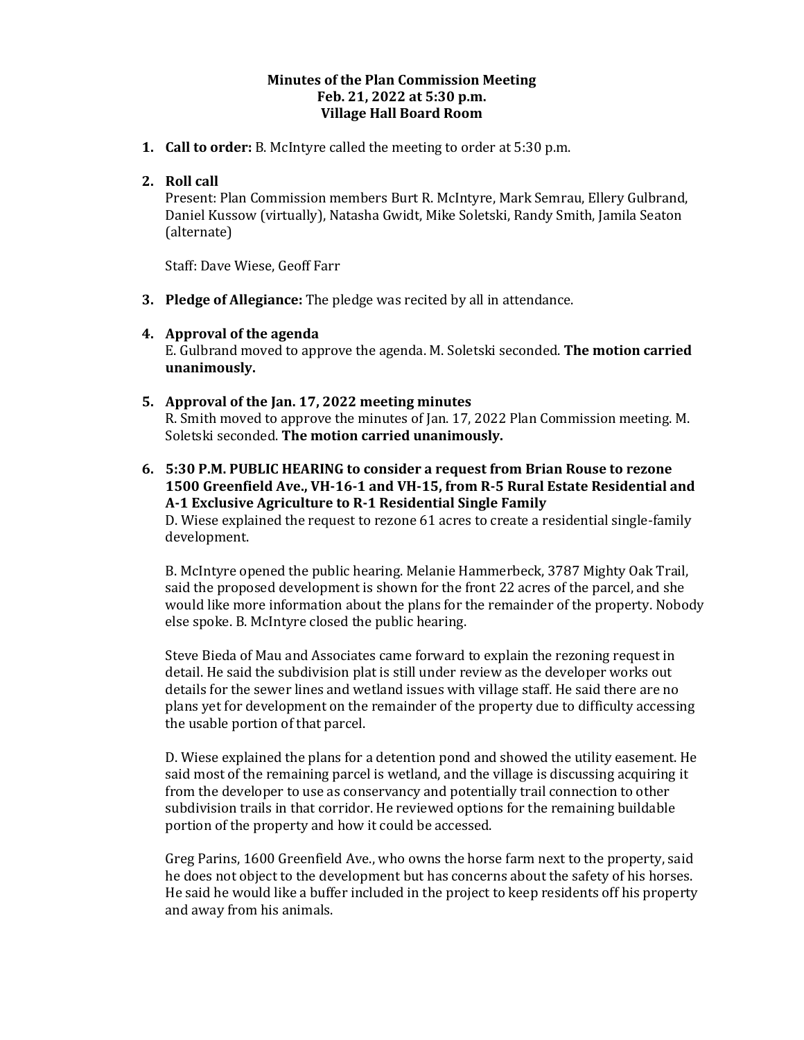**Minutes of the Plan Commission Meeting**
**Feb. 21, 2022 at 5:30 p.m.**
**Village Hall Board Room**

1. **Call to order:** B. McIntyre called the meeting to order at 5:30 p.m.

2. **Roll call**
   Present: Plan Commission members Burt R. McIntyre, Mark Semrau, Ellery Gulbrand, Daniel Kussow (virtually), Natasha Gwidt, Mike Soletski, Randy Smith, Jamila Seaton (alternate)

   Staff: Dave Wiese, Geoff Farr

3. **Pledge of Allegiance:** The pledge was recited by all in attendance.

4. **Approval of the agenda**
   E. Gulbrand moved to approve the agenda. M. Soletski seconded. **The motion carried unanimously.**

5. **Approval of the Jan. 17, 2022 meeting minutes**
   R. Smith moved to approve the minutes of Jan. 17, 2022 Plan Commission meeting. M. Soletski seconded. **The motion carried unanimously.**

6. **5:30 P.M. PUBLIC HEARING to consider a request from Brian Rouse to rezone 1500 Greenfield Ave., VH-16-1 and VH-15, from R-5 Rural Estate Residential and A-1 Exclusive Agriculture to R-1 Residential Single Family**
   D. Wiese explained the request to rezone 61 acres to create a residential single-family development.

   B. McIntyre opened the public hearing. Melanie Hammerbeck, 3787 Mighty Oak Trail, said the proposed development is shown for the front 22 acres of the parcel, and she would like more information about the plans for the remainder of the property. Nobody else spoke. B. McIntyre closed the public hearing.

   Steve Bieda of Mau and Associates came forward to explain the rezoning request in detail. He said the subdivision plat is still under review as the developer works out details for the sewer lines and wetland issues with village staff. He said there are no plans yet for development on the remainder of the property due to difficulty accessing the usable portion of that parcel.

   D. Wiese explained the plans for a detention pond and showed the utility easement. He said most of the remaining parcel is wetland, and the village is discussing acquiring it from the developer to use as conservancy and potentially trail connection to other subdivision trails in that corridor. He reviewed options for the remaining buildable portion of the property and how it could be accessed.

   Greg Parins, 1600 Greenfield Ave., who owns the horse farm next to the property, said he does not object to the development but has concerns about the safety of his horses. He said he would like a buffer included in the project to keep residents off his property and away from his animals.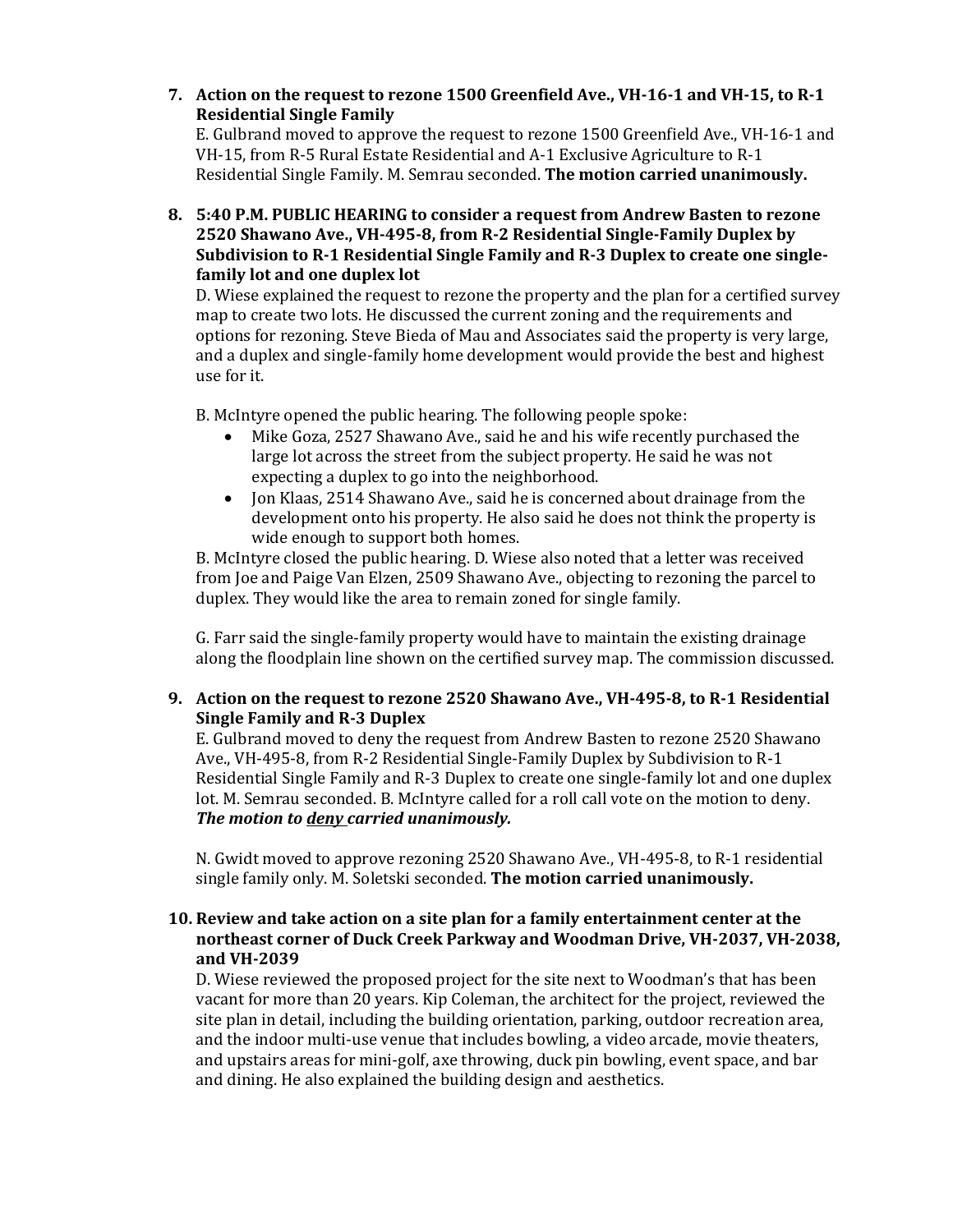7. **Action on the request to rezone 1500 Greenfield Ave., VH-16-1 and VH-15, to R-1 Residential Single Family**

   E. Gulbrand moved to approve the request to rezone 1500 Greenfield Ave., VH-16-1 and VH-15, from R-5 Rural Estate Residential and A-1 Exclusive Agriculture to R-1 Residential Single Family. M. Semrau seconded. **The motion carried unanimously.**

8. **5:40 P.M. PUBLIC HEARING to consider a request from Andrew Basten to rezone 2520 Shawano Ave., VH-495-8, from R-2 Residential Single-Family Duplex by Subdivision to R-1 Residential Single Family and R-3 Duplex to create one single-family lot and one duplex lot**

   D. Wiese explained the request to rezone the property and the plan for a certified survey map to create two lots. He discussed the current zoning and the requirements and options for rezoning. Steve Bieda of Mau and Associates said the property is very large, and a duplex and single-family home development would provide the best and highest use for it.

   B. McIntyre opened the public hearing. The following people spoke:

   - Mike Goza, 2527 Shawano Ave., said he and his wife recently purchased the large lot across the street from the subject property. He said he was not expecting a duplex to go into the neighborhood.
   - Jon Klaas, 2514 Shawano Ave., said he is concerned about drainage from the development onto his property. He also said he does not think the property is wide enough to support both homes.

   B. McIntyre closed the public hearing. D. Wiese also noted that a letter was received from Joe and Paige Van Elzen, 2509 Shawano Ave., objecting to rezoning the parcel to duplex. They would like the area to remain zoned for single family.

   G. Farr said the single-family property would have to maintain the existing drainage along the floodplain line shown on the certified survey map. The commission discussed.

9. **Action on the request to rezone 2520 Shawano Ave., VH-495-8, to R-1 Residential Single Family and R-3 Duplex**

   E. Gulbrand moved to deny the request from Andrew Basten to rezone 2520 Shawano Ave., VH-495-8, from R-2 Residential Single-Family Duplex by Subdivision to R-1 Residential Single Family and R-3 Duplex to create one single-family lot and one duplex lot. M. Semrau seconded. B. McIntyre called for a roll call vote on the motion to deny. ***The motion to <u>deny</u> carried unanimously.***

   N. Gwidt moved to approve rezoning 2520 Shawano Ave., VH-495-8, to R-1 residential single family only. M. Soletski seconded. **The motion carried unanimously.**

10. **Review and take action on a site plan for a family entertainment center at the northeast corner of Duck Creek Parkway and Woodman Drive, VH-2037, VH-2038, and VH-2039**

    D. Wiese reviewed the proposed project for the site next to Woodman's that has been vacant for more than 20 years. Kip Coleman, the architect for the project, reviewed the site plan in detail, including the building orientation, parking, outdoor recreation area, and the indoor multi-use venue that includes bowling, a video arcade, movie theaters, and upstairs areas for mini-golf, axe throwing, duck pin bowling, event space, and bar and dining. He also explained the building design and aesthetics.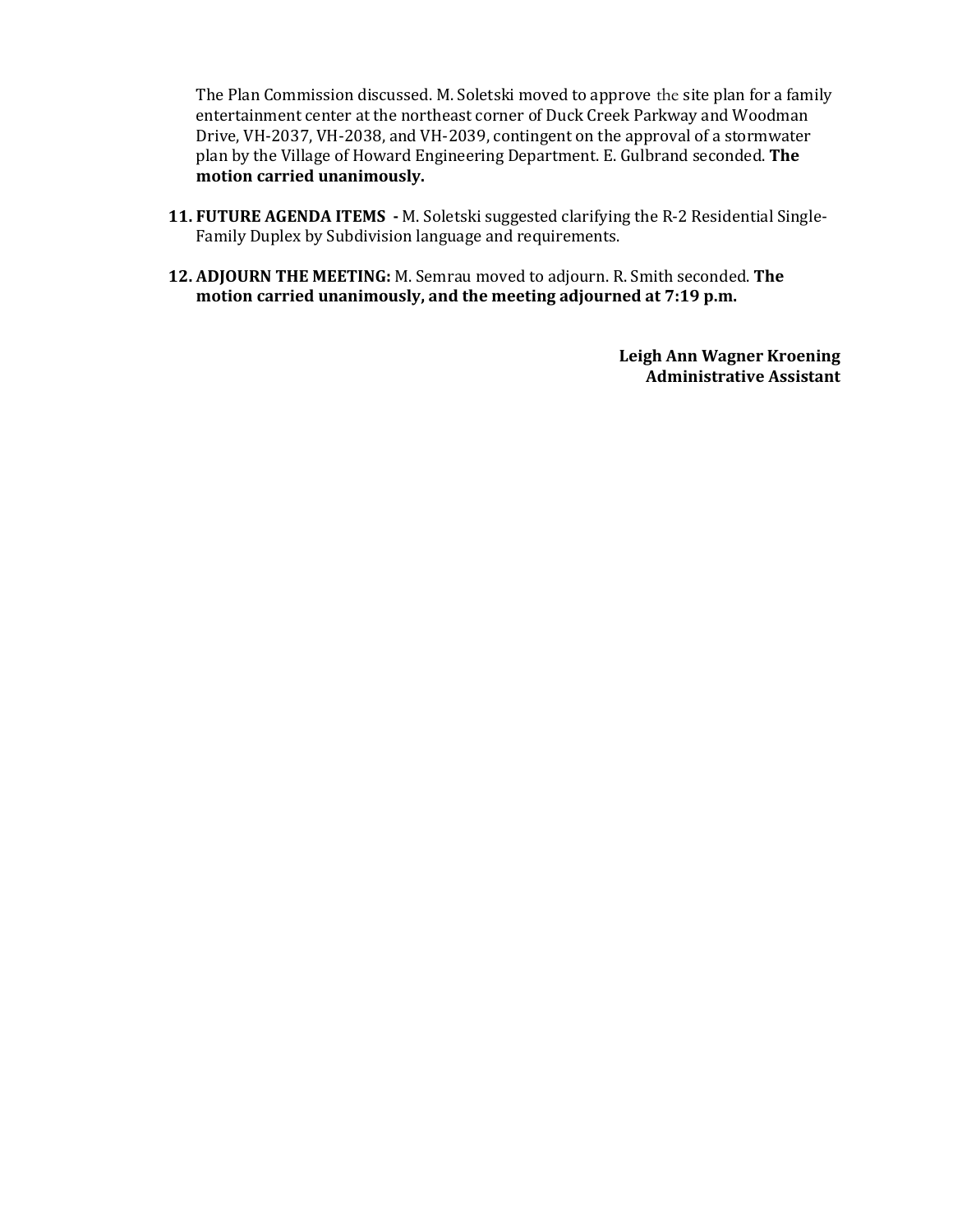The Plan Commission discussed. M. Soletski moved to approve the site plan for a family entertainment center at the northeast corner of Duck Creek Parkway and Woodman Drive, VH-2037, VH-2038, and VH-2039, contingent on the approval of a stormwater plan by the Village of Howard Engineering Department. E. Gulbrand seconded. **The motion carried unanimously.**

11. **FUTURE AGENDA ITEMS -** M. Soletski suggested clarifying the R-2 Residential Single-Family Duplex by Subdivision language and requirements.

12. **ADJOURN THE MEETING:** M. Semrau moved to adjourn. R. Smith seconded. **The motion carried unanimously, and the meeting adjourned at 7:19 p.m.**

**Leigh Ann Wagner Kroening**
**Administrative Assistant**